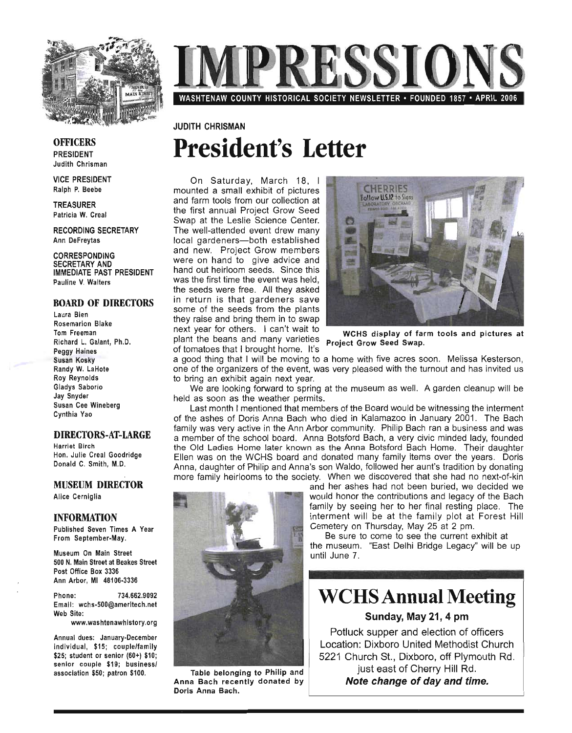# IMPRESSIONS

WASHTENAW COUNTY HISTORICAL SOCIETY NEWSLETTER • FOUNDED 1857 • APRIL 2006

**OFFICERS**

PRESIDENT
Judith Chrisman

VICE PRESIDENT
Ralph P. Beebe

TREASURER
Patricia W. Creal

RECORDING SECRETARY
Ann DeFreytas

CORRESPONDING SECRETARY AND IMMEDIATE PAST PRESIDENT
Pauline V. Walters

**BOARD OF DIRECTORS**

Laura Bien
Rosemarion Blake
Tom Freeman
Richard L. Galant, Ph.D.
Peggy Haines
Susan Kosky
Randy W. LaHote
Roy Reynolds
Gladys Saborio
Jay Snyder
Susan Cee Wineberg
Cynthia Yao

**DIRECTORS-AT-LARGE**

Harriet Birch
Hon. Julie Creal Goodridge
Donald C. Smith, M.D.

**MUSEUM DIRECTOR**

Alice Cerniglia

**INFORMATION**

Published Seven Times A Year From September-May.

Museum On Main Street
500 N. Main Street at Beakes Street
Post Office Box 3336
Ann Arbor, MI 48106-3336

Phone: 734.662.9092
Email: wchs-500@ameritech.net
Web Site: www.washtenawhistory.org

Annual dues: January-December individual, $15; couple/family $25; student or senior (60+) $10; senior couple $19; business/association $50; patron $100.

JUDITH CHRISMAN

# President's Letter

On Saturday, March 18, I mounted a small exhibit of pictures and farm tools from our collection at the first annual Project Grow Seed Swap at the Leslie Science Center. The well-attended event drew many local gardeners—both established and new. Project Grow members were on hand to give advice and hand out heirloom seeds. Since this was the first time the event was held, the seeds were free. All they asked in return is that gardeners save some of the seeds from the plants they raise and bring them in to swap next year for others. I can't wait to plant the beans and many varieties of tomatoes that I brought home. It's a good thing that I will be moving to a home with five acres soon. Melissa Kesterson, one of the organizers of the event, was very pleased with the turnout and has invited us to bring an exhibit again next year.

WCHS display of farm tools and pictures at Project Grow Seed Swap.

We are looking forward to spring at the museum as well. A garden cleanup will be held as soon as the weather permits.

Last month I mentioned that members of the Board would be witnessing the interment of the ashes of Doris Anna Bach who died in Kalamazoo in January 2001. The Bach family was very active in the Ann Arbor community. Philip Bach ran a business and was a member of the school board. Anna Botsford Bach, a very civic minded lady, founded the Old Ladies Home later known as the Anna Botsford Bach Home. Their daughter Ellen was on the WCHS board and donated many family items over the years. Doris Anna, daughter of Philip and Anna's son Waldo, followed her aunt's tradition by donating more family heirlooms to the society. When we discovered that she had no next-of-kin and her ashes had not been buried, we decided we would honor the contributions and legacy of the Bach family by seeing her to her final resting place. The interment will be at the family plot at Forest Hill Cemetery on Thursday, May 25 at 2 pm.

Be sure to come to see the current exhibit at the museum. "East Delhi Bridge Legacy" will be up until June 7.

Table belonging to Philip and Anna Bach recently donated by Doris Anna Bach.

# WCHS Annual Meeting

**Sunday, May 21, 4 pm**

Potluck supper and election of officers
Location: Dixboro United Methodist Church
5221 Church St., Dixboro, off Plymouth Rd. just east of Cherry Hill Rd.

***Note change of day and time.***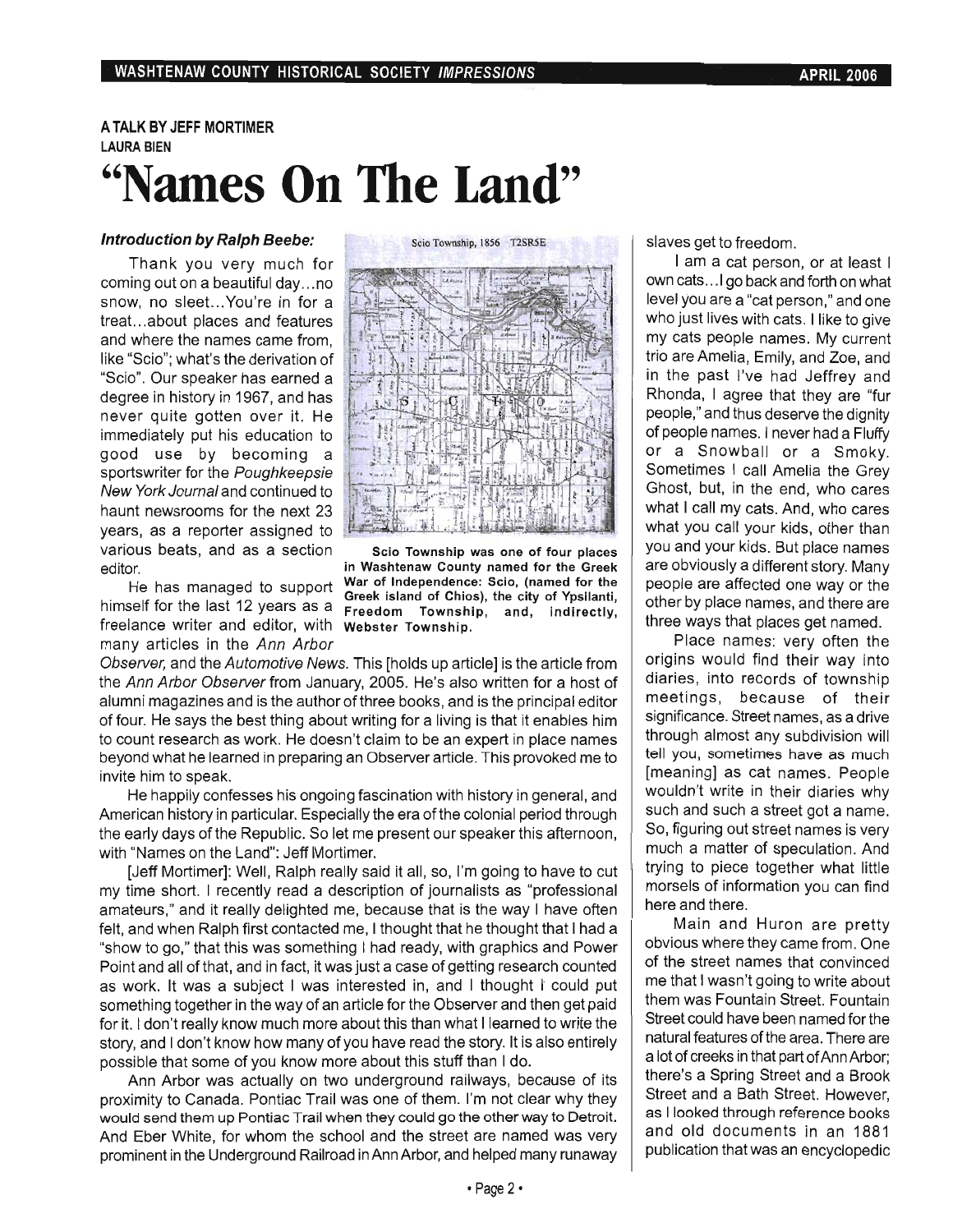A TALK BY JEFF MORTIMER

LAURA BIEN

# "Names On The Land"

***Introduction by Ralph Beebe:***

Thank you very much for coming out on a beautiful day...no snow, no sleet...You're in for a treat...about places and features and where the names came from, like "Scio"; what's the derivation of "Scio". Our speaker has earned a degree in history in 1967, and has never quite gotten over it. He immediately put his education to good use by becoming a sportswriter for the *Poughkeepsie New York Journal* and continued to haunt newsrooms for the next 23 years, as a reporter assigned to various beats, and as a section editor.

He has managed to support himself for the last 12 years as a freelance writer and editor, with many articles in the *Ann Arbor Observer,* and the *Automotive News.* This [holds up article] is the article from the *Ann Arbor Observer* from January, 2005. He's also written for a host of alumni magazines and is the author of three books, and is the principal editor of four. He says the best thing about writing for a living is that it enables him to count research as work. He doesn't claim to be an expert in place names beyond what he learned in preparing an Observer article. This provoked me to invite him to speak.

He happily confesses his ongoing fascination with history in general, and American history in particular. Especially the era of the colonial period through the early days of the Republic. So let me present our speaker this afternoon, with "Names on the Land": Jeff Mortimer.

Scio Township, 1856 T2SR5E

**Scio Township was one of four places in Washtenaw County named for the Greek War of Independence: Scio, (named for the Greek island of Chios), the city of Ypsilanti, Freedom Township, and, indirectly, Webster Township.**

[Jeff Mortimer]: Well, Ralph really said it all, so, I'm going to have to cut my time short. I recently read a description of journalists as "professional amateurs," and it really delighted me, because that is the way I have often felt, and when Ralph first contacted me, I thought that he thought that I had a "show to go," that this was something I had ready, with graphics and Power Point and all of that, and in fact, it was just a case of getting research counted as work. It was a subject I was interested in, and I thought I could put something together in the way of an article for the Observer and then get paid for it. I don't really know much more about this than what I learned to write the story, and I don't know how many of you have read the story. It is also entirely possible that some of you know more about this stuff than I do.

Ann Arbor was actually on two underground railways, because of its proximity to Canada. Pontiac Trail was one of them. I'm not clear why they would send them up Pontiac Trail when they could go the other way to Detroit. And Eber White, for whom the school and the street are named was very prominent in the Underground Railroad in Ann Arbor, and helped many runaway slaves get to freedom.

I am a cat person, or at least I own cats...I go back and forth on what level you are a "cat person," and one who just lives with cats. I like to give my cats people names. My current trio are Amelia, Emily, and Zoe, and in the past I've had Jeffrey and Rhonda, I agree that they are "fur people," and thus deserve the dignity of people names. I never had a Fluffy or a Snowball or a Smoky. Sometimes I call Amelia the Grey Ghost, but, in the end, who cares what I call my cats. And, who cares what you call your kids, other than you and your kids. But place names are obviously a different story. Many people are affected one way or the other by place names, and there are three ways that places get named.

Place names: very often the origins would find their way into diaries, into records of township meetings, because of their significance. Street names, as a drive through almost any subdivision will tell you, sometimes have as much [meaning] as cat names. People wouldn't write in their diaries why such and such a street got a name. So, figuring out street names is very much a matter of speculation. And trying to piece together what little morsels of information you can find here and there.

Main and Huron are pretty obvious where they came from. One of the street names that convinced me that I wasn't going to write about them was Fountain Street. Fountain Street could have been named for the natural features of the area. There are a lot of creeks in that part of Ann Arbor; there's a Spring Street and a Brook Street and a Bath Street. However, as I looked through reference books and old documents in an 1881 publication that was an encyclopedic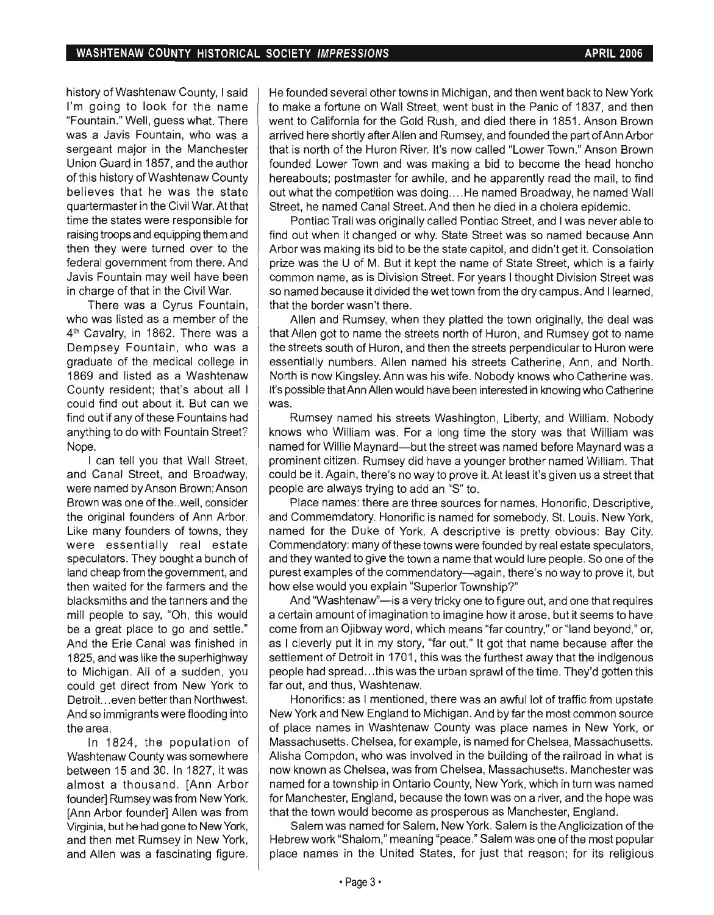history of Washtenaw County, I said I'm going to look for the name "Fountain." Well, guess what. There was a Javis Fountain, who was a sergeant major in the Manchester Union Guard in 1857, and the author of this history of Washtenaw County believes that he was the state quartermaster in the Civil War. At that time the states were responsible for raising troops and equipping them and then they were turned over to the federal government from there. And Javis Fountain may well have been in charge of that in the Civil War.

There was a Cyrus Fountain, who was listed as a member of the 4th Cavalry, in 1862. There was a Dempsey Fountain, who was a graduate of the medical college in 1869 and listed as a Washtenaw County resident; that's about all I could find out about it. But can we find out if any of these Fountains had anything to do with Fountain Street? Nope.

I can tell you that Wall Street, and Canal Street, and Broadway, were named by Anson Brown: Anson Brown was one of the...well, consider the original founders of Ann Arbor. Like many founders of towns, they were essentially real estate speculators. They bought a bunch of land cheap from the government, and then waited for the farmers and the blacksmiths and the tanners and the mill people to say, "Oh, this would be a great place to go and settle." And the Erie Canal was finished in 1825, and was like the superhighway to Michigan. All of a sudden, you could get direct from New York to Detroit...even better than Northwest. And so immigrants were flooding into the area.

In 1824, the population of Washtenaw County was somewhere between 15 and 30. In 1827, it was almost a thousand. [Ann Arbor founder] Rumsey was from New York. [Ann Arbor founder] Allen was from Virginia, but he had gone to New York, and then met Rumsey in New York, and Allen was a fascinating figure. He founded several other towns in Michigan, and then went back to New York to make a fortune on Wall Street, went bust in the Panic of 1837, and then went to California for the Gold Rush, and died there in 1851. Anson Brown arrived here shortly after Allen and Rumsey, and founded the part of Ann Arbor that is north of the Huron River. It's now called "Lower Town." Anson Brown founded Lower Town and was making a bid to become the head honcho hereabouts; postmaster for awhile, and he apparently read the mail, to find out what the competition was doing....He named Broadway, he named Wall Street, he named Canal Street. And then he died in a cholera epidemic.

Pontiac Trail was originally called Pontiac Street, and I was never able to find out when it changed or why. State Street was so named because Ann Arbor was making its bid to be the state capitol, and didn't get it. Consolation prize was the U of M. But it kept the name of State Street, which is a fairly common name, as is Division Street. For years I thought Division Street was so named because it divided the wet town from the dry campus. And I learned, that the border wasn't there.

Allen and Rumsey, when they platted the town originally, the deal was that Allen got to name the streets north of Huron, and Rumsey got to name the streets south of Huron, and then the streets perpendicular to Huron were essentially numbers. Allen named his streets Catherine, Ann, and North. North is now Kingsley. Ann was his wife. Nobody knows who Catherine was. It's possible that Ann Allen would have been interested in knowing who Catherine was.

Rumsey named his streets Washington, Liberty, and William. Nobody knows who William was. For a long time the story was that William was named for Willie Maynard—but the street was named before Maynard was a prominent citizen. Rumsey did have a younger brother named William. That could be it. Again, there's no way to prove it. At least it's given us a street that people are always trying to add an "S" to.

Place names: there are three sources for names. Honorific, Descriptive, and Commemdatory. Honorific is named for somebody. St. Louis. New York, named for the Duke of York. A descriptive is pretty obvious: Bay City. Commendatory: many of these towns were founded by real estate speculators, and they wanted to give the town a name that would lure people. So one of the purest examples of the commendatory—again, there's no way to prove it, but how else would you explain "Superior Township?"

And "Washtenaw"—is a very tricky one to figure out, and one that requires a certain amount of imagination to imagine how it arose, but it seems to have come from an Ojibway word, which means "far country," or "land beyond," or, as I cleverly put it in my story, "far out." It got that name because after the settlement of Detroit in 1701, this was the furthest away that the indigenous people had spread...this was the urban sprawl of the time. They'd gotten this far out, and thus, Washtenaw.

Honorifics: as I mentioned, there was an awful lot of traffic from upstate New York and New England to Michigan. And by far the most common source of place names in Washtenaw County was place names in New York, or Massachusetts. Chelsea, for example, is named for Chelsea, Massachusetts. Alisha Compdon, who was involved in the building of the railroad in what is now known as Chelsea, was from Chelsea, Massachusetts. Manchester was named for a township in Ontario County, New York, which in turn was named for Manchester, England, because the town was on a river, and the hope was that the town would become as prosperous as Manchester, England.

Salem was named for Salem, New York. Salem is the Anglicization of the Hebrew work "Shalom," meaning "peace." Salem was one of the most popular place names in the United States, for just that reason; for its religious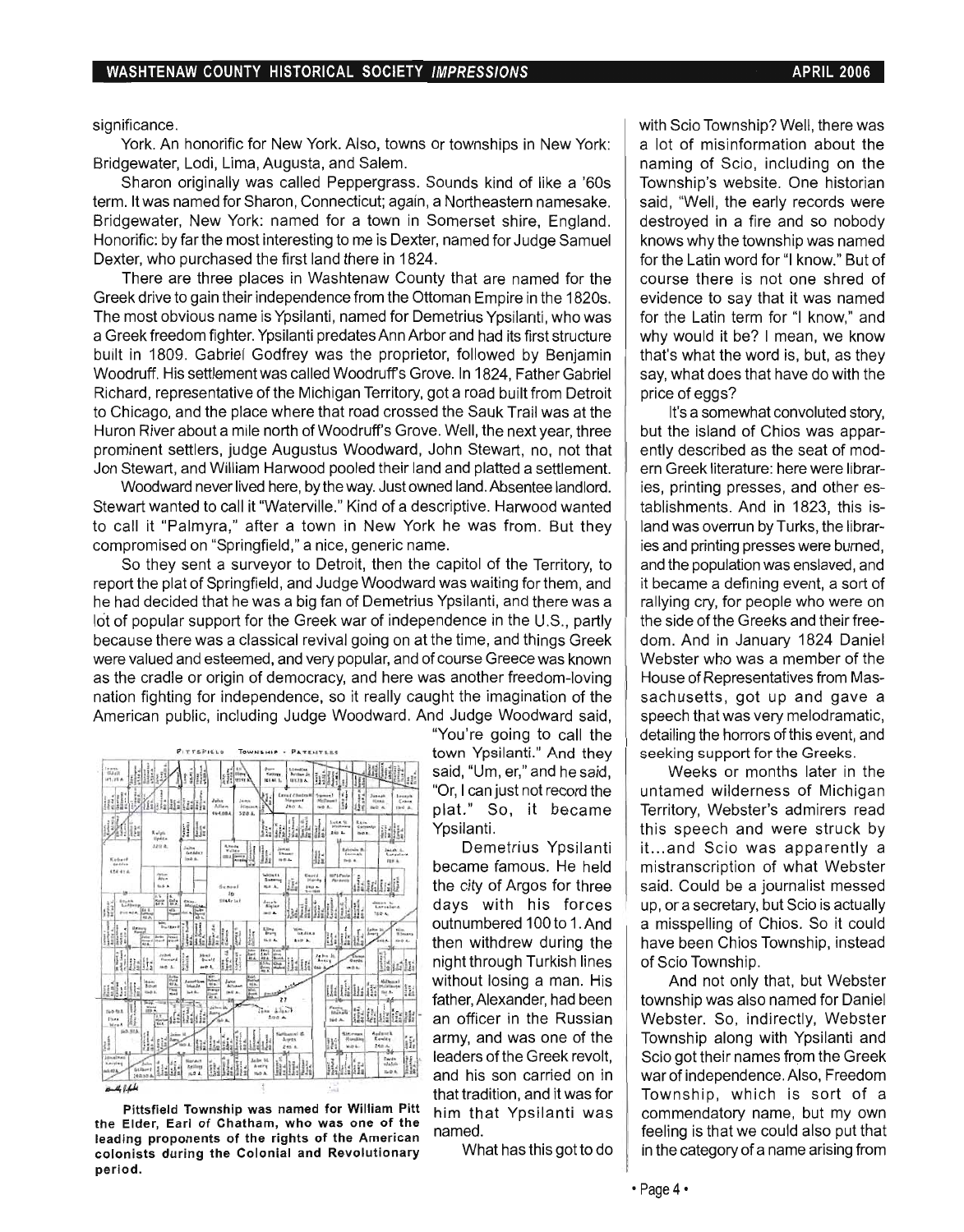significance.

York. An honorific for New York. Also, towns or townships in New York: Bridgewater, Lodi, Lima, Augusta, and Salem.

Sharon originally was called Peppergrass. Sounds kind of like a '60s term. It was named for Sharon, Connecticut; again, a Northeastern namesake. Bridgewater, New York: named for a town in Somerset shire, England. Honorific: by far the most interesting to me is Dexter, named for Judge Samuel Dexter, who purchased the first land there in 1824.

There are three places in Washtenaw County that are named for the Greek drive to gain their independence from the Ottoman Empire in the 1820s. The most obvious name is Ypsilanti, named for Demetrius Ypsilanti, who was a Greek freedom fighter. Ypsilanti predates Ann Arbor and had its first structure built in 1809. Gabriel Godfrey was the proprietor, followed by Benjamin Woodruff. His settlement was called Woodruff's Grove. In 1824, Father Gabriel Richard, representative of the Michigan Territory, got a road built from Detroit to Chicago, and the place where that road crossed the Sauk Trail was at the Huron River about a mile north of Woodruff's Grove. Well, the next year, three prominent settlers, judge Augustus Woodward, John Stewart, no, not that Jon Stewart, and William Harwood pooled their land and platted a settlement.

Woodward never lived here, by the way. Just owned land. Absentee landlord. Stewart wanted to call it "Waterville." Kind of a descriptive. Harwood wanted to call it "Palmyra," after a town in New York he was from. But they compromised on "Springfield," a nice, generic name.

So they sent a surveyor to Detroit, then the capitol of the Territory, to report the plat of Springfield, and Judge Woodward was waiting for them, and he had decided that he was a big fan of Demetrius Ypsilanti, and there was a lot of popular support for the Greek war of independence in the U.S., partly because there was a classical revival going on at the time, and things Greek were valued and esteemed, and very popular, and of course Greece was known as the cradle or origin of democracy, and here was another freedom-loving nation fighting for independence, so it really caught the imagination of the American public, including Judge Woodward. And Judge Woodward said, "You're going to call the town Ypsilanti." And they said, "Um, er," and he said, "Or, I can just not record the plat." So, it became Ypsilanti.

Demetrius Ypsilanti became famous. He held the city of Argos for three days with his forces outnumbered 100 to 1. And then withdrew during the night through Turkish lines without losing a man. His father, Alexander, had been an officer in the Russian army, and was one of the leaders of the Greek revolt, and his son carried on in that tradition, and it was for him that Ypsilanti was named.

Pittsfield Township was named for William Pitt the Elder, Earl of Chatham, who was one of the leading proponents of the rights of the American colonists during the Colonial and Revolutionary period.

What has this got to do with Scio Township? Well, there was a lot of misinformation about the naming of Scio, including on the Township's website. One historian said, "Well, the early records were destroyed in a fire and so nobody knows why the township was named for the Latin word for "I know." But of course there is not one shred of evidence to say that it was named for the Latin term for "I know," and why would it be? I mean, we know that's what the word is, but, as they say, what does that have do with the price of eggs?

It's a somewhat convoluted story, but the island of Chios was apparently described as the seat of modern Greek literature: here were libraries, printing presses, and other establishments. And in 1823, this island was overrun by Turks, the libraries and printing presses were burned, and the population was enslaved, and it became a defining event, a sort of rallying cry, for people who were on the side of the Greeks and their freedom. And in January 1824 Daniel Webster who was a member of the House of Representatives from Massachusetts, got up and gave a speech that was very melodramatic, detailing the horrors of this event, and seeking support for the Greeks.

Weeks or months later in the untamed wilderness of Michigan Territory, Webster's admirers read this speech and were struck by it...and Scio was apparently a mistranscription of what Webster said. Could be a journalist messed up, or a secretary, but Scio is actually a misspelling of Chios. So it could have been Chios Township, instead of Scio Township.

And not only that, but Webster township was also named for Daniel Webster. So, indirectly, Webster Township along with Ypsilanti and Scio got their names from the Greek war of independence. Also, Freedom Township, which is sort of a commendatory name, but my own feeling is that we could also put that in the category of a name arising from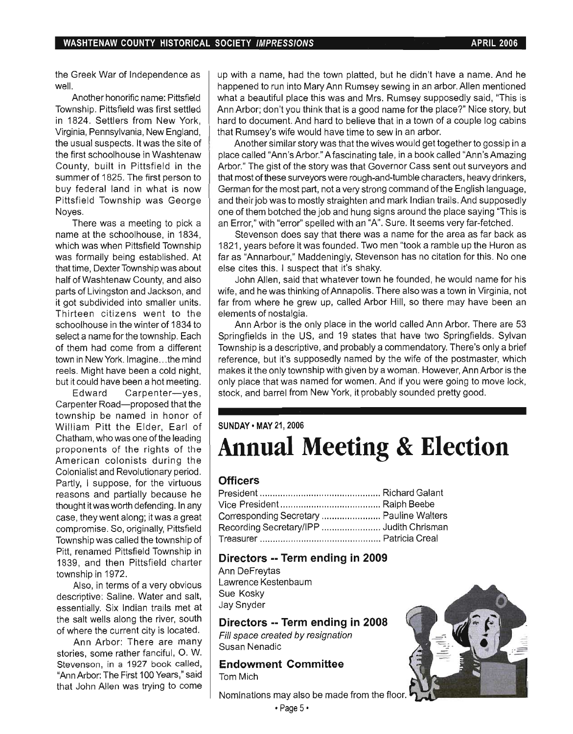the Greek War of Independence as well.

Another honorific name: Pittsfield Township. Pittsfield was first settled in 1824. Settlers from New York, Virginia, Pennsylvania, New England, the usual suspects. It was the site of the first schoolhouse in Washtenaw County, built in Pittsfield in the summer of 1825. The first person to buy federal land in what is now Pittsfield Township was George Noyes.

There was a meeting to pick a name at the schoolhouse, in 1834, which was when Pittsfield Township was formally being established. At that time, Dexter Township was about half of Washtenaw County, and also parts of Livingston and Jackson, and it got subdivided into smaller units. Thirteen citizens went to the schoolhouse in the winter of 1834 to select a name for the township. Each of them had come from a different town in New York. Imagine...the mind reels. Might have been a cold night, but it could have been a hot meeting.

Edward Carpenter—yes, Carpenter Road—proposed that the township be named in honor of William Pitt the Elder, Earl of Chatham, who was one of the leading proponents of the rights of the American colonists during the Colonialist and Revolutionary period. Partly, I suppose, for the virtuous reasons and partially because he thought it was worth defending. In any case, they went along; it was a great compromise. So, originally, Pittsfield Township was called the township of Pitt, renamed Pittsfield Township in 1839, and then Pittsfield charter township in 1972.

Also, in terms of a very obvious descriptive: Saline. Water and salt, essentially. Six Indian trails met at the salt wells along the river, south of where the current city is located.

Ann Arbor: There are many stories, some rather fanciful, O. W. Stevenson, in a 1927 book called, "Ann Arbor: The First 100 Years," said that John Allen was trying to come up with a name, had the town platted, but he didn't have a name. And he happened to run into Mary Ann Rumsey sewing in an arbor. Allen mentioned what a beautiful place this was and Mrs. Rumsey supposedly said, "This is Ann Arbor; don't you think that is a good name for the place?" Nice story, but hard to document. And hard to believe that in a town of a couple log cabins that Rumsey's wife would have time to sew in an arbor.

Another similar story was that the wives would get together to gossip in a place called "Ann's Arbor." A fascinating tale, in a book called "Ann's Amazing Arbor." The gist of the story was that Governor Cass sent out surveyors and that most of these surveyors were rough-and-tumble characters, heavy drinkers, German for the most part, not a very strong command of the English language, and their job was to mostly straighten and mark Indian trails. And supposedly one of them botched the job and hung signs around the place saying "This is an Error," with "error" spelled with an "A". Sure. It seems very far-fetched.

Stevenson does say that there was a name for the area as far back as 1821, years before it was founded. Two men "took a ramble up the Huron as far as "Annarbour," Maddeningly, Stevenson has no citation for this. No one else cites this. I suspect that it's shaky.

John Allen, said that whatever town he founded, he would name for his wife, and he was thinking of Annapolis. There also was a town in Virginia, not far from where he grew up, called Arbor Hill, so there may have been an elements of nostalgia.

Ann Arbor is the only place in the world called Ann Arbor. There are 53 Springfields in the US, and 19 states that have two Springfields. Sylvan Township is a descriptive, and probably a commendatory. There's only a brief reference, but it's supposedly named by the wife of the postmaster, which makes it the only township with given by a woman. However, Ann Arbor is the only place that was named for women. And if you were going to move lock, stock, and barrel from New York, it probably sounded pretty good.

---

SUNDAY • MAY 21, 2006

# Annual Meeting & Election

### Officers

President ............................................... Richard Galant
Vice President ....................................... Ralph Beebe
Corresponding Secretary ....................... Pauline Walters
Recording Secretary/IPP ....................... Judith Chrisman
Treasurer ............................................... Patricia Creal

### Directors -- Term ending in 2009

Ann DeFreytas
Lawrence Kestenbaum
Sue Kosky
Jay Snyder

### Directors -- Term ending in 2008

*Fill space created by resignation*
Susan Nenadic

### Endowment Committee

Tom Mich

Nominations may also be made from the floor.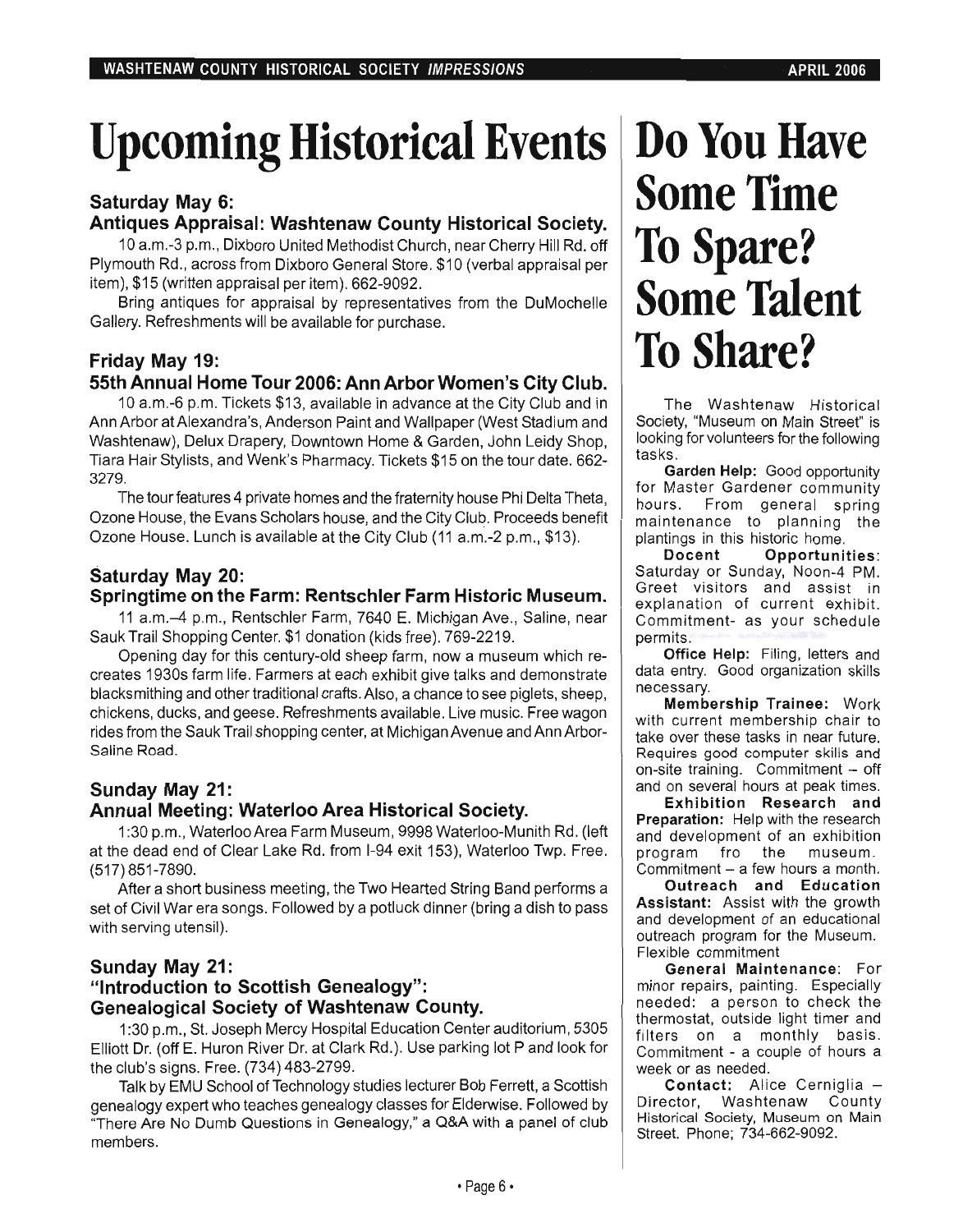# Upcoming Historical Events

### Saturday May 6:
### Antiques Appraisal: Washtenaw County Historical Society.

10 a.m.-3 p.m., Dixboro United Methodist Church, near Cherry Hill Rd. off Plymouth Rd., across from Dixboro General Store. $10 (verbal appraisal per item), $15 (written appraisal per item). 662-9092.

Bring antiques for appraisal by representatives from the DuMochelle Gallery. Refreshments will be available for purchase.

### Friday May 19:
### 55th Annual Home Tour 2006: Ann Arbor Women's City Club.

10 a.m.-6 p.m. Tickets $13, available in advance at the City Club and in Ann Arbor at Alexandra's, Anderson Paint and Wallpaper (West Stadium and Washtenaw), Delux Drapery, Downtown Home & Garden, John Leidy Shop, Tiara Hair Stylists, and Wenk's Pharmacy. Tickets $15 on the tour date. 662-3279.

The tour features 4 private homes and the fraternity house Phi Delta Theta, Ozone House, the Evans Scholars house, and the City Club. Proceeds benefit Ozone House. Lunch is available at the City Club (11 a.m.-2 p.m., $13).

### Saturday May 20:
### Springtime on the Farm: Rentschler Farm Historic Museum.

11 a.m.–4 p.m., Rentschler Farm, 7640 E. Michigan Ave., Saline, near Sauk Trail Shopping Center. $1 donation (kids free). 769-2219.

Opening day for this century-old sheep farm, now a museum which re-creates 1930s farm life. Farmers at each exhibit give talks and demonstrate blacksmithing and other traditional crafts. Also, a chance to see piglets, sheep, chickens, ducks, and geese. Refreshments available. Live music. Free wagon rides from the Sauk Trail shopping center, at Michigan Avenue and Ann Arbor-Saline Road.

### Sunday May 21:
### Annual Meeting: Waterloo Area Historical Society.

1:30 p.m., Waterloo Area Farm Museum, 9998 Waterloo-Munith Rd. (left at the dead end of Clear Lake Rd. from I-94 exit 153), Waterloo Twp. Free. (517) 851-7890.

After a short business meeting, the Two Hearted String Band performs a set of Civil War era songs. Followed by a potluck dinner (bring a dish to pass with serving utensil).

### Sunday May 21:
### "Introduction to Scottish Genealogy": Genealogical Society of Washtenaw County.

1:30 p.m., St. Joseph Mercy Hospital Education Center auditorium, 5305 Elliott Dr. (off E. Huron River Dr. at Clark Rd.). Use parking lot P and look for the club's signs. Free. (734) 483-2799.

Talk by EMU School of Technology studies lecturer Bob Ferrett, a Scottish genealogy expert who teaches genealogy classes for Elderwise. Followed by "There Are No Dumb Questions in Genealogy," a Q&A with a panel of club members.

# Do You Have Some Time To Spare? Some Talent To Share?

The Washtenaw Historical Society, "Museum on Main Street" is looking for volunteers for the following tasks.

**Garden Help:** Good opportunity for Master Gardener community hours. From general spring maintenance to planning the plantings in this historic home.

**Docent Opportunities:** Saturday or Sunday, Noon-4 PM. Greet visitors and assist in explanation of current exhibit. Commitment- as your schedule permits.

**Office Help:** Filing, letters and data entry. Good organization skills necessary.

**Membership Trainee:** Work with current membership chair to take over these tasks in near future. Requires good computer skills and on-site training. Commitment – off and on several hours at peak times.

**Exhibition Research and Preparation:** Help with the research and development of an exhibition program fro the museum. Commitment – a few hours a month.

**Outreach and Education Assistant:** Assist with the growth and development of an educational outreach program for the Museum. Flexible commitment

**General Maintenance:** For minor repairs, painting. Especially needed: a person to check the thermostat, outside light timer and filters on a monthly basis. Commitment - a couple of hours a week or as needed.

**Contact:** Alice Cerniglia – Director, Washtenaw County Historical Society, Museum on Main Street. Phone; 734-662-9092.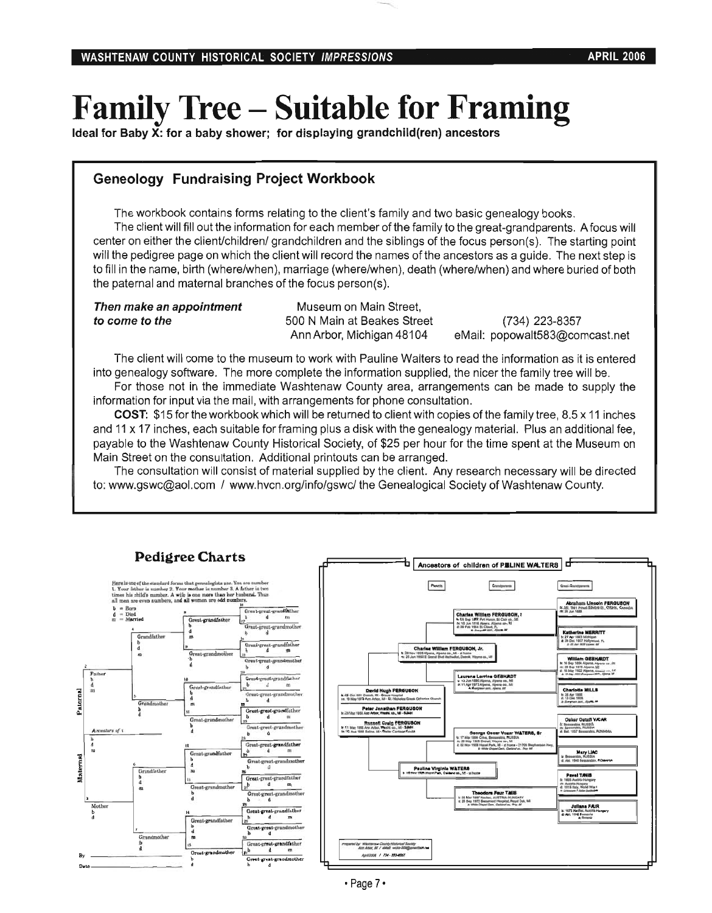# Family Tree – Suitable for Framing

**Ideal for Baby X: for a baby shower; for displaying grandchild(ren) ancestors**

## Geneology Fundraising Project Workbook

The workbook contains forms relating to the client's family and two basic genealogy books.

The client will fill out the information for each member of the family to the great-grandparents. A focus will center on either the client/children/ grandchildren and the siblings of the focus person(s). The starting point will the pedigree page on which the client will record the names of the ancestors as a guide. The next step is to fill in the name, birth (where/when), marriage (where/when), death (where/when) and where buried of both the paternal and maternal branches of the focus person(s).

***Then make an appointment to come to the***

Museum on Main Street,
500 N Main at Beakes Street
Ann Arbor, Michigan 48104

(734) 223-8357
eMail: popowalt583@comcast.net

The client will come to the museum to work with Pauline Walters to read the information as it is entered into genealogy software. The more complete the information supplied, the nicer the family tree will be.

For those not in the immediate Washtenaw County area, arrangements can be made to supply the information for input via the mail, with arrangements for phone consultation.

**COST:** $15 for the workbook which will be returned to client with copies of the family tree, 8.5 x 11 inches and 11 x 17 inches, each suitable for framing plus a disk with the genealogy material. Plus an additional fee, payable to the Washtenaw County Historical Society, of $25 per hour for the time spent at the Museum on Main Street on the consultation. Additional printouts can be arranged.

The consultation will consist of material supplied by the client. Any research necessary will be directed to: www.gswc@aol.com / www.hvcn.org/info/gswc/ the Genealogical Society of Washtenaw County.

### Pedigree Charts

Here is one of the standard forms that genealogists use. You are number 1. Your father is number 2. Your mother is number 3. A father is two times his child's number. A wife is one more than her husband. Thus all men are even numbers, and all women are odd numbers.

b = Born
d = Died
m = Married

Ancestors of children of PAULINE WALTERS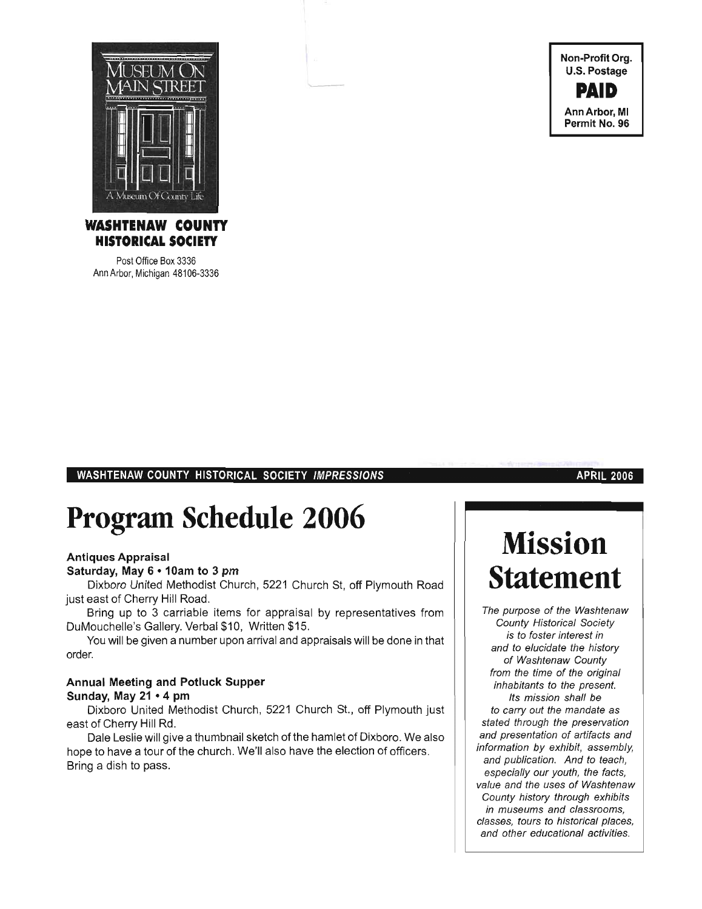MUSEUM ON MAIN STREET

A Museum Of County Life

**WASHTENAW COUNTY HISTORICAL SOCIETY**

Post Office Box 3336
Ann Arbor, Michigan 48106-3336

Non-Profit Org.
U.S. Postage
**PAID**
Ann Arbor, MI
Permit No. 96

WASHTENAW COUNTY HISTORICAL SOCIETY *IMPRESSIONS* APRIL 2006

# Program Schedule 2006

**Antiques Appraisal**
**Saturday, May 6 • 10am to 3 pm**

Dixboro United Methodist Church, 5221 Church St, off Plymouth Road just east of Cherry Hill Road.

Bring up to 3 carriable items for appraisal by representatives from DuMouchelle's Gallery. Verbal $10, Written $15.

You will be given a number upon arrival and appraisals will be done in that order.

**Annual Meeting and Potluck Supper**
**Sunday, May 21 • 4 pm**

Dixboro United Methodist Church, 5221 Church St., off Plymouth just east of Cherry Hill Rd.

Dale Leslie will give a thumbnail sketch of the hamlet of Dixboro. We also hope to have a tour of the church. We'll also have the election of officers. Bring a dish to pass.

# Mission Statement

*The purpose of the Washtenaw County Historical Society is to foster interest in and to elucidate the history of Washtenaw County from the time of the original inhabitants to the present. Its mission shall be to carry out the mandate as stated through the preservation and presentation of artifacts and information by exhibit, assembly, and publication. And to teach, especially our youth, the facts, value and the uses of Washtenaw County history through exhibits in museums and classrooms, classes, tours to historical places, and other educational activities.*